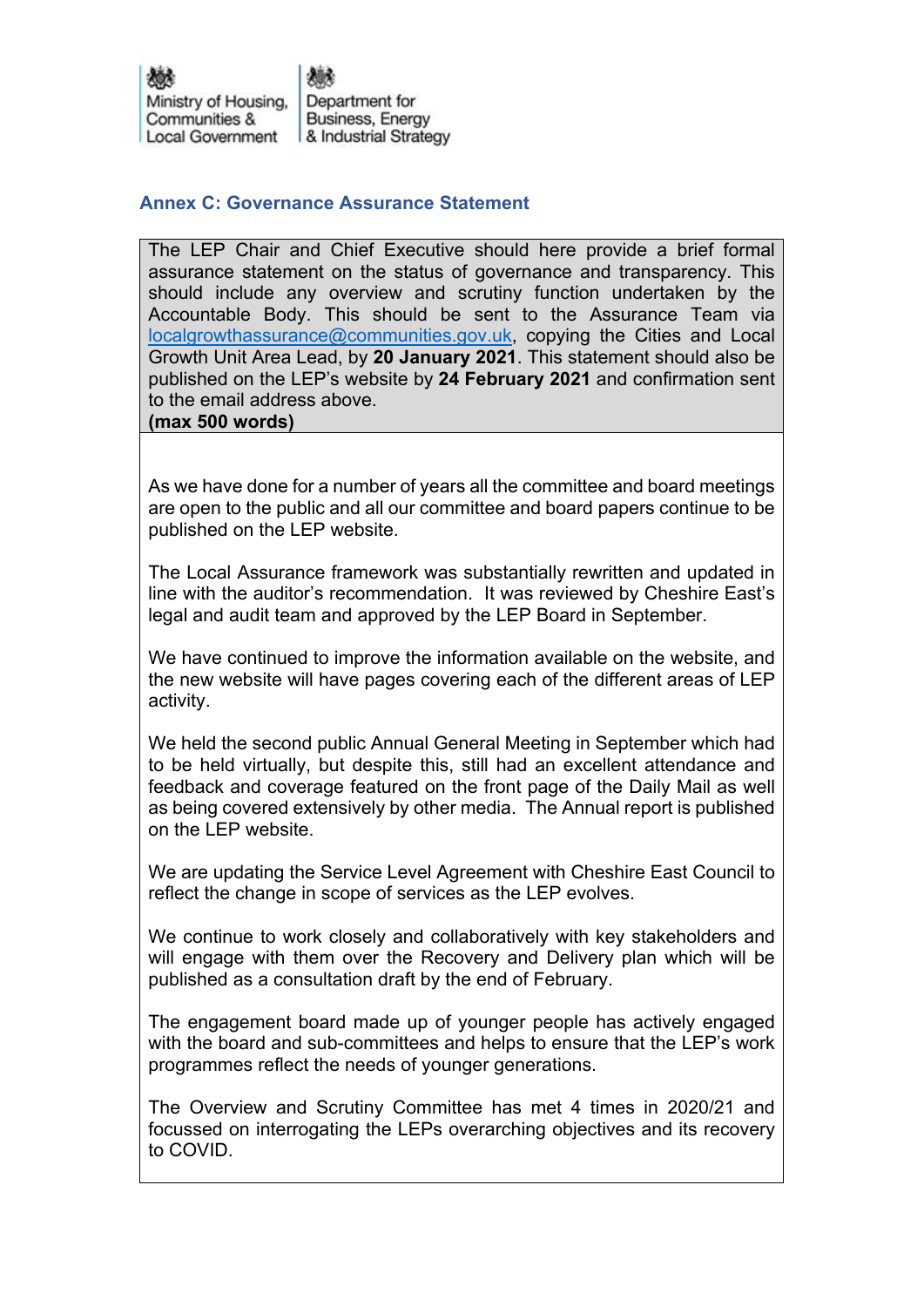Ministry of Housing, Communities & Local Government | Department for Business, Energy & Industrial Strategy

## Annex C: Governance Assurance Statement

The LEP Chair and Chief Executive should here provide a brief formal assurance statement on the status of governance and transparency. This should include any overview and scrutiny function undertaken by the Accountable Body. This should be sent to the Assurance Team via localgrowthassurance@communities.gov.uk, copying the Cities and Local Growth Unit Area Lead, by **20 January 2021**. This statement should also be published on the LEP's website by **24 February 2021** and confirmation sent to the email address above.
**(max 500 words)**

As we have done for a number of years all the committee and board meetings are open to the public and all our committee and board papers continue to be published on the LEP website.

The Local Assurance framework was substantially rewritten and updated in line with the auditor's recommendation. It was reviewed by Cheshire East's legal and audit team and approved by the LEP Board in September.

We have continued to improve the information available on the website, and the new website will have pages covering each of the different areas of LEP activity.

We held the second public Annual General Meeting in September which had to be held virtually, but despite this, still had an excellent attendance and feedback and coverage featured on the front page of the Daily Mail as well as being covered extensively by other media. The Annual report is published on the LEP website.

We are updating the Service Level Agreement with Cheshire East Council to reflect the change in scope of services as the LEP evolves.

We continue to work closely and collaboratively with key stakeholders and will engage with them over the Recovery and Delivery plan which will be published as a consultation draft by the end of February.

The engagement board made up of younger people has actively engaged with the board and sub-committees and helps to ensure that the LEP's work programmes reflect the needs of younger generations.

The Overview and Scrutiny Committee has met 4 times in 2020/21 and focussed on interrogating the LEPs overarching objectives and its recovery to COVID.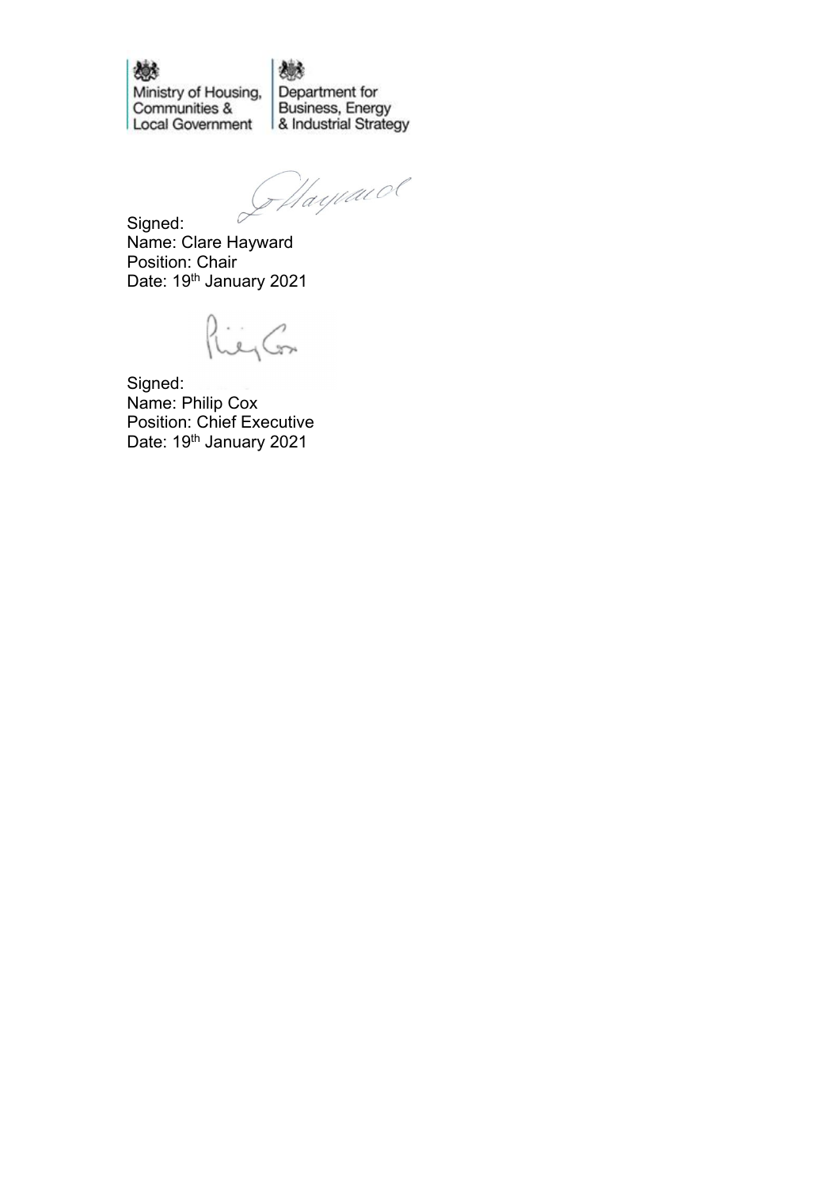Ministry of Housing, Communities & Local Government

Department for Business, Energy & Industrial Strategy

Signed:
Name: Clare Hayward
Position: Chair
Date: 19th January 2021

Signed:
Name: Philip Cox
Position: Chief Executive
Date: 19th January 2021